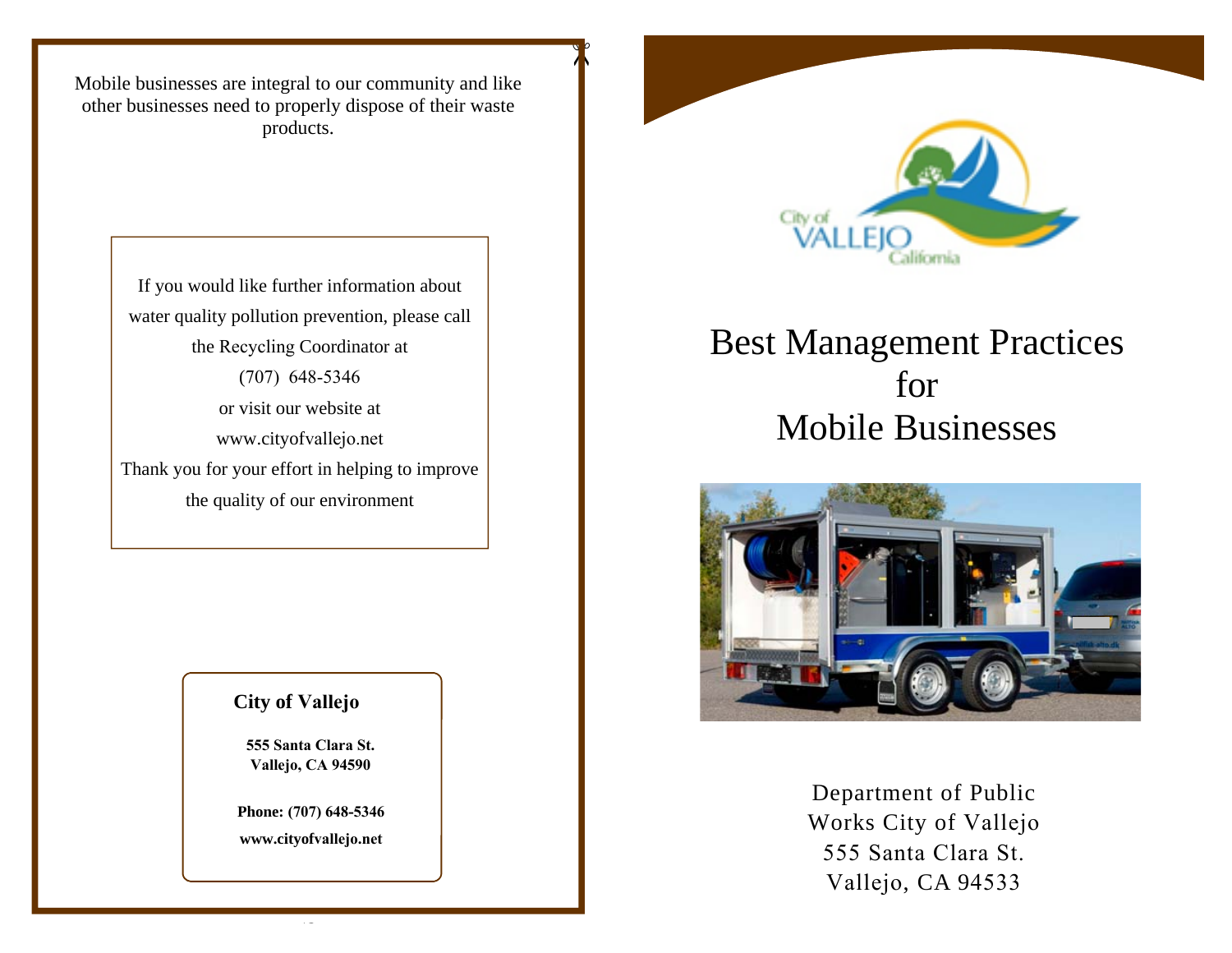Mobile businesses are integral to our community and like other businesses need to properly dispose of their waste products.

If you would like further information about water quality pollution prevention, please call the Recycling Coordinator at

(707) 648-5346

or visit our website at

www.cityofvallejo.net

Thank you for your effort in helping to improve the quality of our environment

**City of Vallejo**

**555 Santa Clara St.**
**Vallejo, CA 94590**

**Phone: (707) 648-5346**

**www.cityofvallejo.net**

City of VALLEJO California

# Best Management Practices for Mobile Businesses

Department of Public Works City of Vallejo
555 Santa Clara St.
Vallejo, CA 94533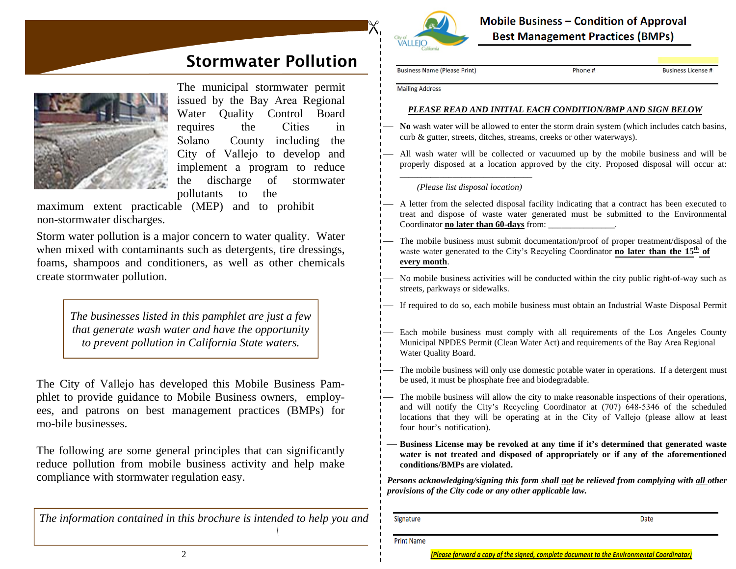# Stormwater Pollution

The municipal stormwater permit issued by the Bay Area Regional Water Quality Control Board requires the Cities in Solano County including the City of Vallejo to develop and implement a program to reduce the discharge of stormwater pollutants to the maximum extent practicable (MEP) and to prohibit non-stormwater discharges.

Storm water pollution is a major concern to water quality. Water when mixed with contaminants such as detergents, tire dressings, foams, shampoos and conditioners, as well as other chemicals create stormwater pollution.

> *The businesses listed in this pamphlet are just a few that generate wash water and have the opportunity to prevent pollution in California State waters.*

The City of Vallejo has developed this Mobile Business Pamphlet to provide guidance to Mobile Business owners, employees, and patrons on best management practices (BMPs) for mo-bile businesses.

The following are some general principles that can significantly reduce pollution from mobile business activity and help make compliance with stormwater regulation easy.

> *The information contained in this brochure is intended to help you and*

City of Vallejo California

## Mobile Business – Condition of Approval Best Management Practices (BMPs)

Business Name (Please Print) ______ Phone # ______ Business License # ______

Mailing Address ______

***PLEASE READ AND INITIAL EACH CONDITION/BMP AND SIGN BELOW***

- ___ **No** wash water will be allowed to enter the storm drain system (which includes catch basins, curb & gutter, streets, ditches, streams, creeks or other waterways).
- ___ All wash water will be collected or vacuumed up by the mobile business and will be properly disposed at a location approved by the city. Proposed disposal will occur at: ______________________________ *(Please list disposal location)*
- ___ A letter from the selected disposal facility indicating that a contract has been executed to treat and dispose of waste water generated must be submitted to the Environmental Coordinator **no later than 60-days** from: _______________.
- ___ The mobile business must submit documentation/proof of proper treatment/disposal of the waste water generated to the City's Recycling Coordinator **no later than the 15th of every month**.
- ___ No mobile business activities will be conducted within the city public right-of-way such as streets, parkways or sidewalks.
- ___ If required to do so, each mobile business must obtain an Industrial Waste Disposal Permit
- ___ Each mobile business must comply with all requirements of the Los Angeles County Municipal NPDES Permit (Clean Water Act) and requirements of the Bay Area Regional Water Quality Board.
- ___ The mobile business will only use domestic potable water in operations. If a detergent must be used, it must be phosphate free and biodegradable.
- ___ The mobile business will allow the city to make reasonable inspections of their operations, and will notify the City's Recycling Coordinator at (707) 648-5346 of the scheduled locations that they will be operating at in the City of Vallejo (please allow at least four hour's notification).
- ___ **Business License may be revoked at any time if it's determined that generated waste water is not treated and disposed of appropriately or if any of the aforementioned conditions/BMPs are violated.**

***Persons acknowledging/signing this form shall not be relieved from complying with all other provisions of the City code or any other applicable law.***

Signature ______ Date ______

Print Name ______

*(Please forward a copy of the signed, complete document to the Environmental Coordinator)*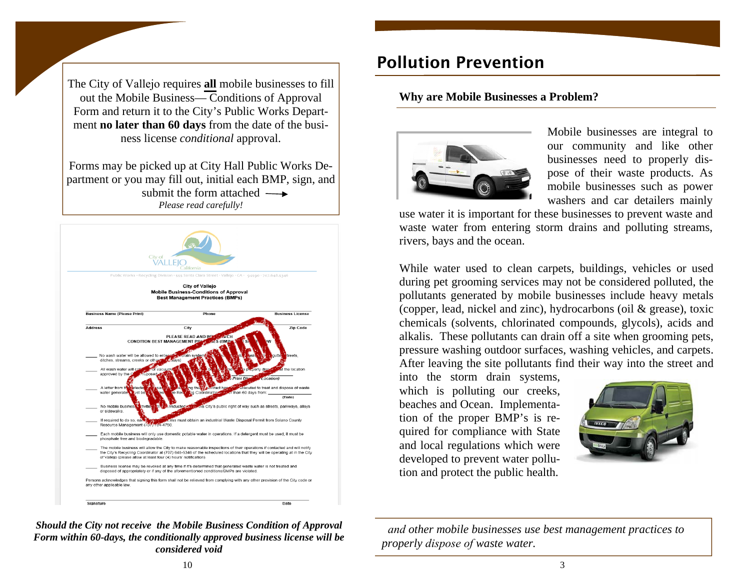The City of Vallejo requires **all** mobile businesses to fill out the Mobile Business— Conditions of Approval Form and return it to the City's Public Works Department **no later than 60 days** from the date of the business license *conditional* approval.

Forms may be picked up at City Hall Public Works Department or you may fill out, initial each BMP, sign, and submit the form attached ⟶

*Please read carefully!*

City of VALLEJO California

Public Works - Recycling Division - 555 Santa Clara Street - Vallejo - CA - 94590 - 707.648.5346

**City of Vallejo**
**Mobile Business-Conditions of Approval**
**Best Management Practices (BMPs)**

| Business Name (Please Print) | Phone | Business License |
|---|---|---|
| Address | City | Zip Code |

PLEASE READ AND INITIAL EACH CONDITION BEST MANAGEMENT PRACTICES (BMPs) SHOWN BELOW

APPROVED

____ No wash water will be allowed to enter the storm drain system ... gutters, streets, ditches, streams, creeks or other waterways.

____ All wash water will be ... vacuumed ... properly disposed at the location approved by the City ... (Print Disposal Location)

____ A letter from the selected ... contract has been executed to treat and dispose of waste water generated must be ... Recycling Coordinator ... no later than 60 days from ____ (Date)

____ No mobile business activities ... conducted ... City's public right of way such as streets, parkways, alleys or sidewalks.

____ If required to do so, each ... business must obtain an industrial Waste Disposal Permit from Solano County Resource Management (707) 784-4750.

____ Each mobile business will only use domestic potable water in operations. If a detergent must be used, it must be phosphate free and biodegradable.

____ The mobile business will allow the City to make reasonable inspections of their operations if contacted and will notify the City's Recycling Coordinator at (707) 648-5346 of the scheduled locations that they will be operating at in the City of Vallejo (please allow at least four (4) hours' notification).

____ Business license may be revoked at any time if it's determined that generated waste water is not treated and disposed of appropriately or if any of the aforementioned conditions/BMPs are violated.

Persons acknowledges that signing this form shall not be relieved from complying with any other provision of the City code or any other applicable law.

Signature ____________________ Date ________

***Should the City not receive the Mobile Business Condition of Approval Form within 60-days, the conditionally approved business license will be considered void***

# Pollution Prevention

### Why are Mobile Businesses a Problem?

Mobile businesses are integral to our community and like other businesses need to properly dispose of their waste products. As mobile businesses such as power washers and car detailers mainly use water it is important for these businesses to prevent waste and waste water from entering storm drains and polluting streams, rivers, bays and the ocean.

While water used to clean carpets, buildings, vehicles or used during pet grooming services may not be considered polluted, the pollutants generated by mobile businesses include heavy metals (copper, lead, nickel and zinc), hydrocarbons (oil & grease), toxic chemicals (solvents, chlorinated compounds, glycols), acids and alkalis. These pollutants can drain off a site when grooming pets, pressure washing outdoor surfaces, washing vehicles, and carpets. After leaving the site pollutants find their way into the street and into the storm drain systems, which is polluting our creeks, beaches and Ocean. Implementation of the proper BMP's is required for compliance with State and local regulations which were developed to prevent water pollution and protect the public health.

*and other mobile businesses use best management practices to properly dispose of waste water.*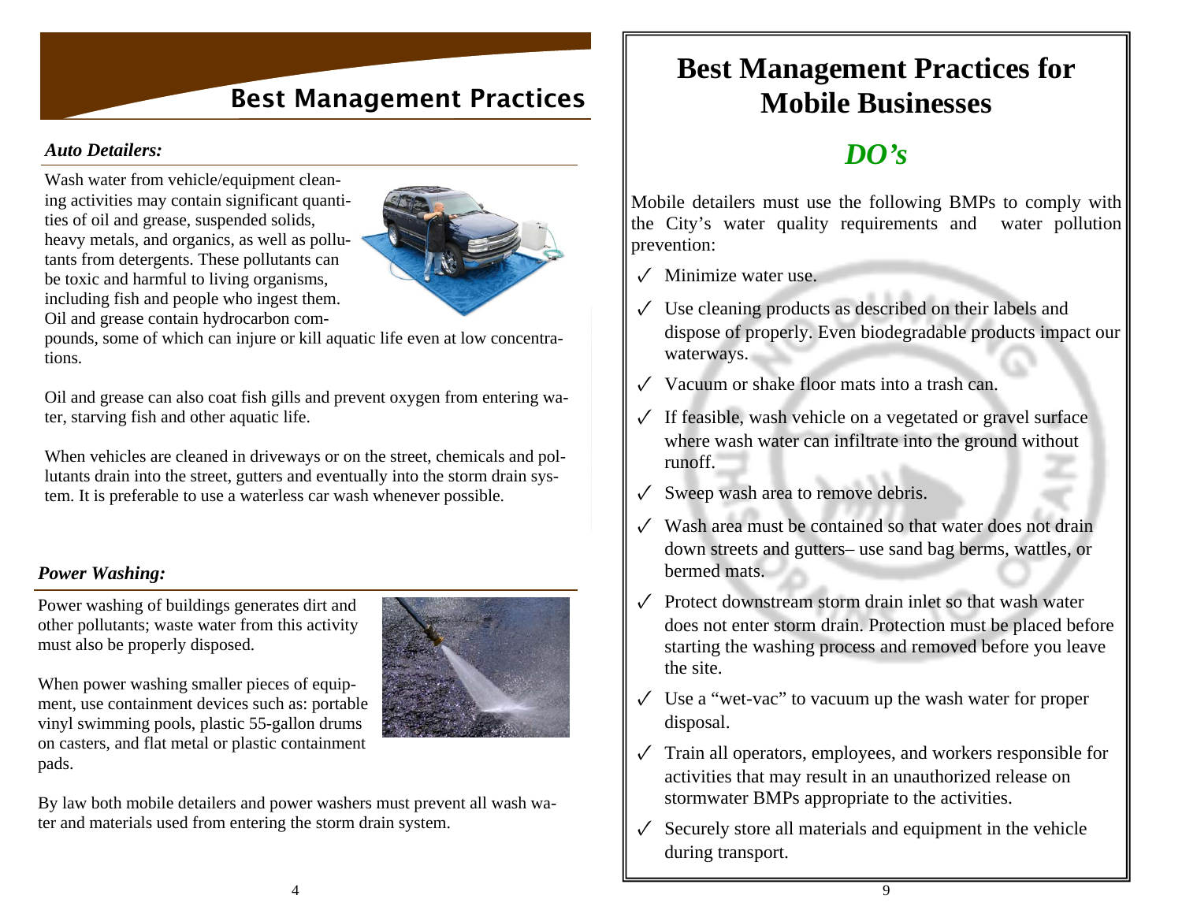## Best Management Practices

### *Auto Detailers:*

Wash water from vehicle/equipment cleaning activities may contain significant quantities of oil and grease, suspended solids, heavy metals, and organics, as well as pollutants from detergents. These pollutants can be toxic and harmful to living organisms, including fish and people who ingest them. Oil and grease contain hydrocarbon compounds, some of which can injure or kill aquatic life even at low concentrations.

Oil and grease can also coat fish gills and prevent oxygen from entering water, starving fish and other aquatic life.

When vehicles are cleaned in driveways or on the street, chemicals and pollutants drain into the street, gutters and eventually into the storm drain system. It is preferable to use a waterless car wash whenever possible.

### *Power Washing:*

Power washing of buildings generates dirt and other pollutants; waste water from this activity must also be properly disposed.

When power washing smaller pieces of equipment, use containment devices such as: portable vinyl swimming pools, plastic 55-gallon drums on casters, and flat metal or plastic containment pads.

By law both mobile detailers and power washers must prevent all wash water and materials used from entering the storm drain system.

# Best Management Practices for Mobile Businesses

## *DO's*

Mobile detailers must use the following BMPs to comply with the City's water quality requirements and water pollution prevention:

- ✓ Minimize water use.
- ✓ Use cleaning products as described on their labels and dispose of properly. Even biodegradable products impact our waterways.
- ✓ Vacuum or shake floor mats into a trash can.
- ✓ If feasible, wash vehicle on a vegetated or gravel surface where wash water can infiltrate into the ground without runoff.
- ✓ Sweep wash area to remove debris.
- ✓ Wash area must be contained so that water does not drain down streets and gutters– use sand bag berms, wattles, or bermed mats.
- ✓ Protect downstream storm drain inlet so that wash water does not enter storm drain. Protection must be placed before starting the washing process and removed before you leave the site.
- ✓ Use a "wet-vac" to vacuum up the wash water for proper disposal.
- ✓ Train all operators, employees, and workers responsible for activities that may result in an unauthorized release on stormwater BMPs appropriate to the activities.
- ✓ Securely store all materials and equipment in the vehicle during transport.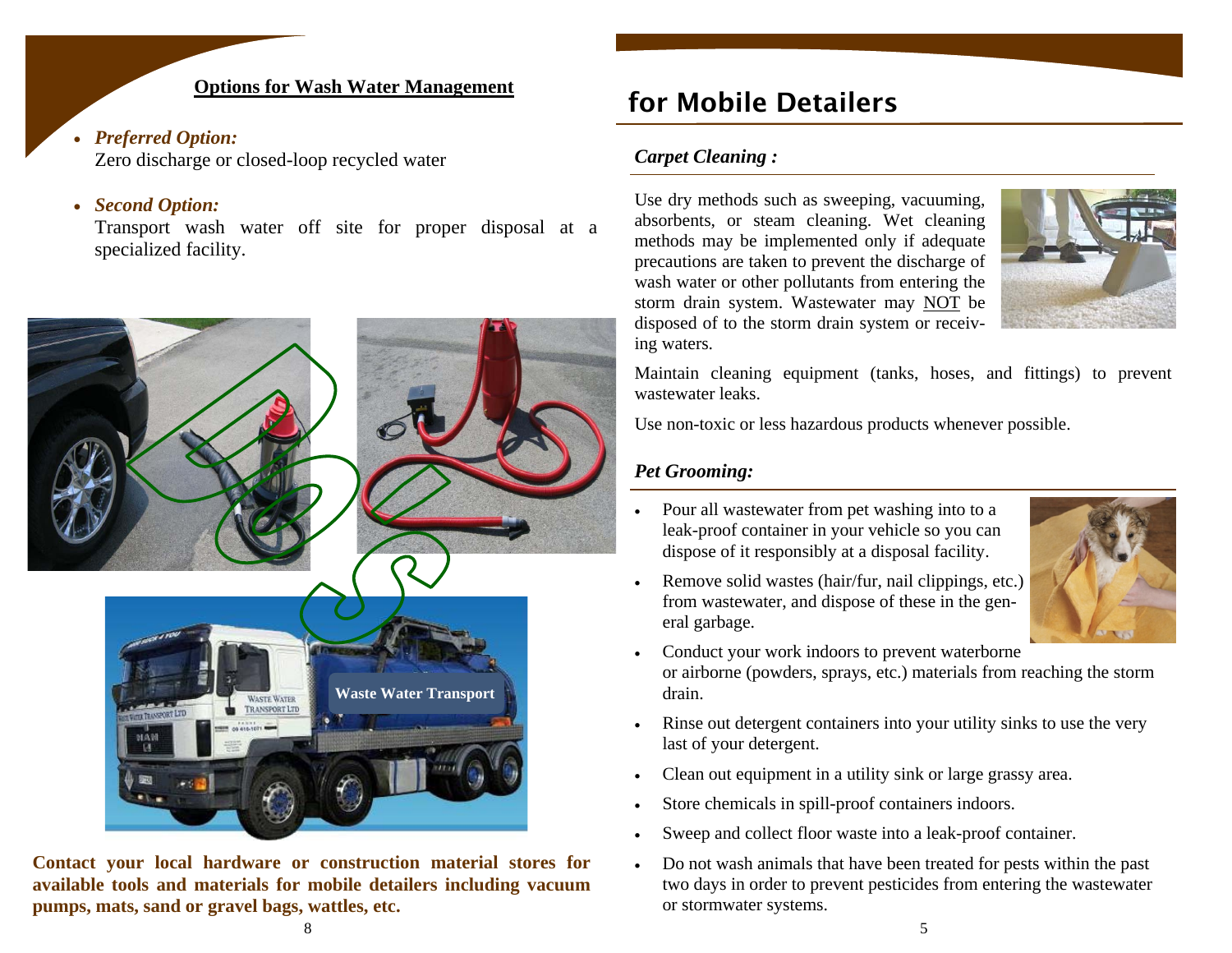## Options for Wash Water Management

- ***Preferred Option:***
  Zero discharge or closed-loop recycled water

- ***Second Option:***
  Transport wash water off site for proper disposal at a specialized facility.

Waste Water Transport

**Contact your local hardware or construction material stores for available tools and materials for mobile detailers including vacuum pumps, mats, sand or gravel bags, wattles, etc.**

## for Mobile Detailers

### *Carpet Cleaning :*

Use dry methods such as sweeping, vacuuming, absorbents, or steam cleaning. Wet cleaning methods may be implemented only if adequate precautions are taken to prevent the discharge of wash water or other pollutants from entering the storm drain system. Wastewater may NOT be disposed of to the storm drain system or receiving waters.

Maintain cleaning equipment (tanks, hoses, and fittings) to prevent wastewater leaks.

Use non-toxic or less hazardous products whenever possible.

### *Pet Grooming:*

- Pour all wastewater from pet washing into to a leak-proof container in your vehicle so you can dispose of it responsibly at a disposal facility.
- Remove solid wastes (hair/fur, nail clippings, etc.) from wastewater, and dispose of these in the general garbage.
- Conduct your work indoors to prevent waterborne or airborne (powders, sprays, etc.) materials from reaching the storm drain.
- Rinse out detergent containers into your utility sinks to use the very last of your detergent.
- Clean out equipment in a utility sink or large grassy area.
- Store chemicals in spill-proof containers indoors.
- Sweep and collect floor waste into a leak-proof container.
- Do not wash animals that have been treated for pests within the past two days in order to prevent pesticides from entering the wastewater or stormwater systems.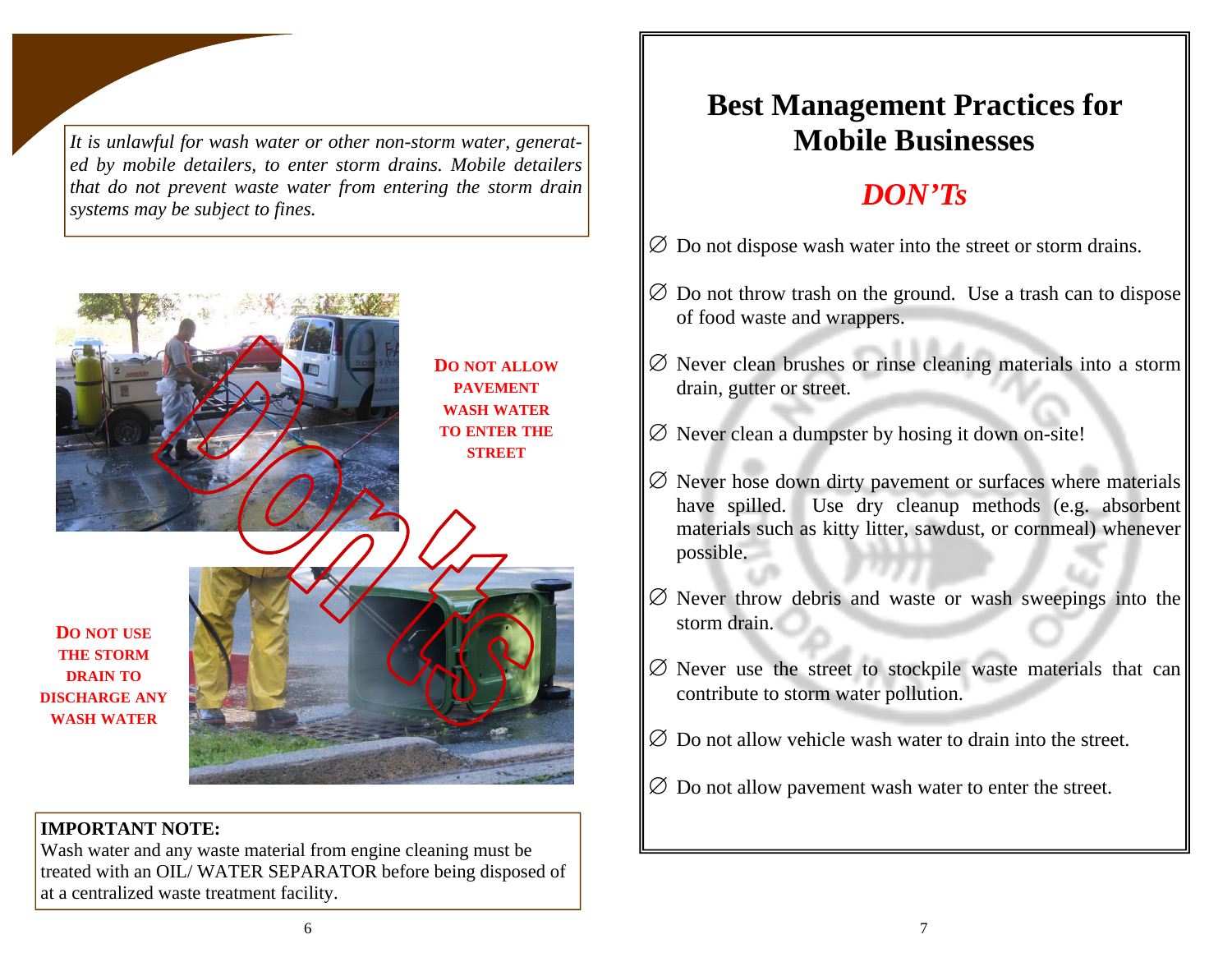*It is unlawful for wash water or other non-storm water, generated by mobile detailers, to enter storm drains. Mobile detailers that do not prevent wash water from entering the storm drain systems may be subject to fines.*

**DO NOT ALLOW PAVEMENT WASH WATER TO ENTER THE STREET**

**DO NOT USE THE STORM DRAIN TO DISCHARGE ANY WASH WATER**

**IMPORTANT NOTE:**
Wash water and any waste material from engine cleaning must be treated with an OIL/ WATER SEPARATOR before being disposed of at a centralized waste treatment facility.

# Best Management Practices for Mobile Businesses

## *DON'Ts*

- ∅ Do not dispose wash water into the street or storm drains.
- ∅ Do not throw trash on the ground. Use a trash can to dispose of food waste and wrappers.
- ∅ Never clean brushes or rinse cleaning materials into a storm drain, gutter or street.
- ∅ Never clean a dumpster by hosing it down on-site!
- ∅ Never hose down dirty pavement or surfaces where materials have spilled. Use dry cleanup methods (e.g. absorbent materials such as kitty litter, sawdust, or cornmeal) whenever possible.
- ∅ Never throw debris and waste or wash sweepings into the storm drain.
- ∅ Never use the street to stockpile waste materials that can contribute to storm water pollution.
- ∅ Do not allow vehicle wash water to drain into the street.
- ∅ Do not allow pavement wash water to enter the street.